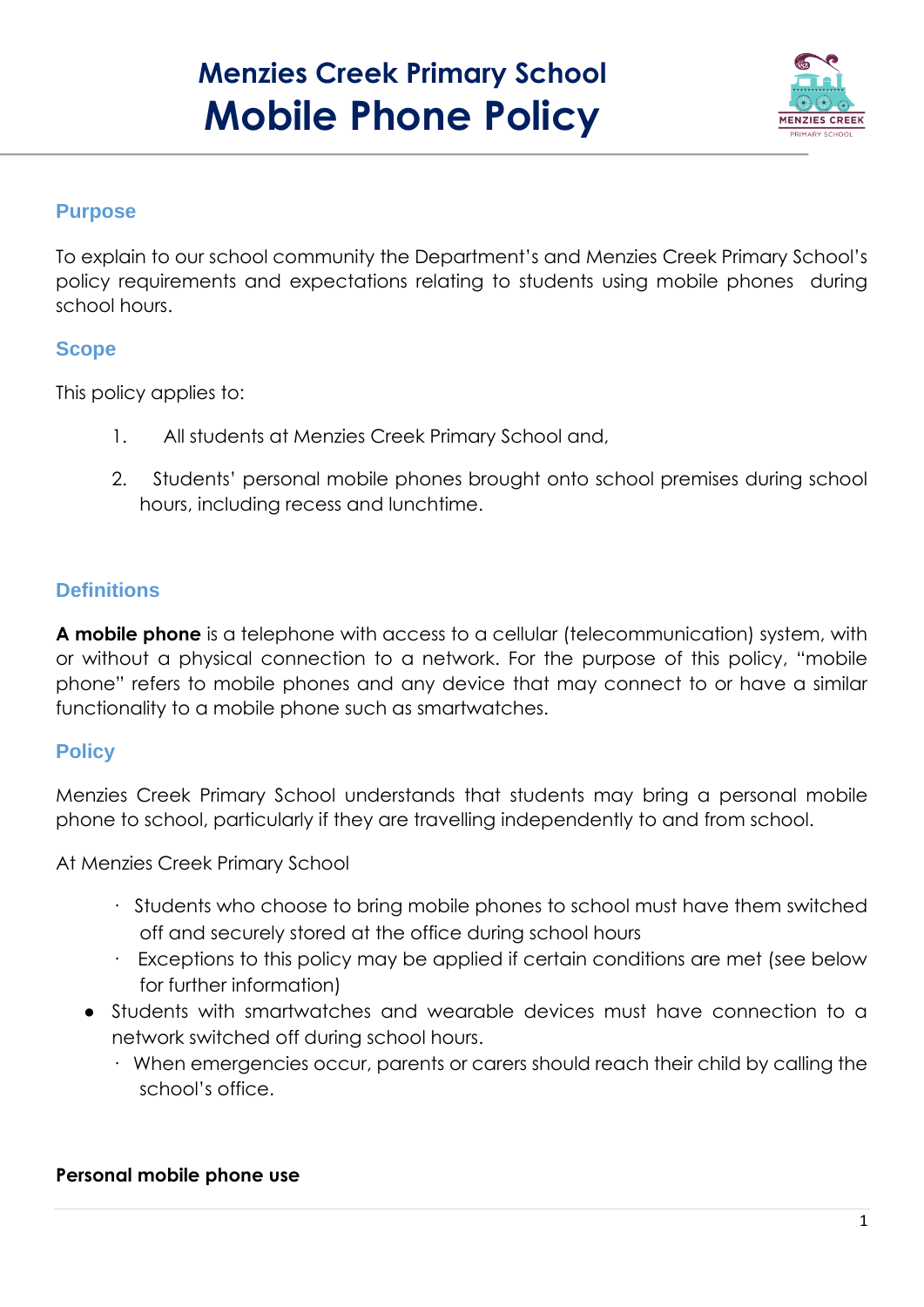# Menzies Creek Primary School
# Mobile Phone Policy

## Purpose

To explain to our school community the Department's and Menzies Creek Primary School's policy requirements and expectations relating to students using mobile phones during school hours.

## Scope

This policy applies to:

1. All students at Menzies Creek Primary School and,
2. Students' personal mobile phones brought onto school premises during school hours, including recess and lunchtime.

## Definitions

**A mobile phone** is a telephone with access to a cellular (telecommunication) system, with or without a physical connection to a network. For the purpose of this policy, "mobile phone" refers to mobile phones and any device that may connect to or have a similar functionality to a mobile phone such as smartwatches.

## Policy

Menzies Creek Primary School understands that students may bring a personal mobile phone to school, particularly if they are travelling independently to and from school.

At Menzies Creek Primary School

- Students who choose to bring mobile phones to school must have them switched off and securely stored at the office during school hours
- Exceptions to this policy may be applied if certain conditions are met (see below for further information)
- Students with smartwatches and wearable devices must have connection to a network switched off during school hours.
- When emergencies occur, parents or carers should reach their child by calling the school's office.

**Personal mobile phone use**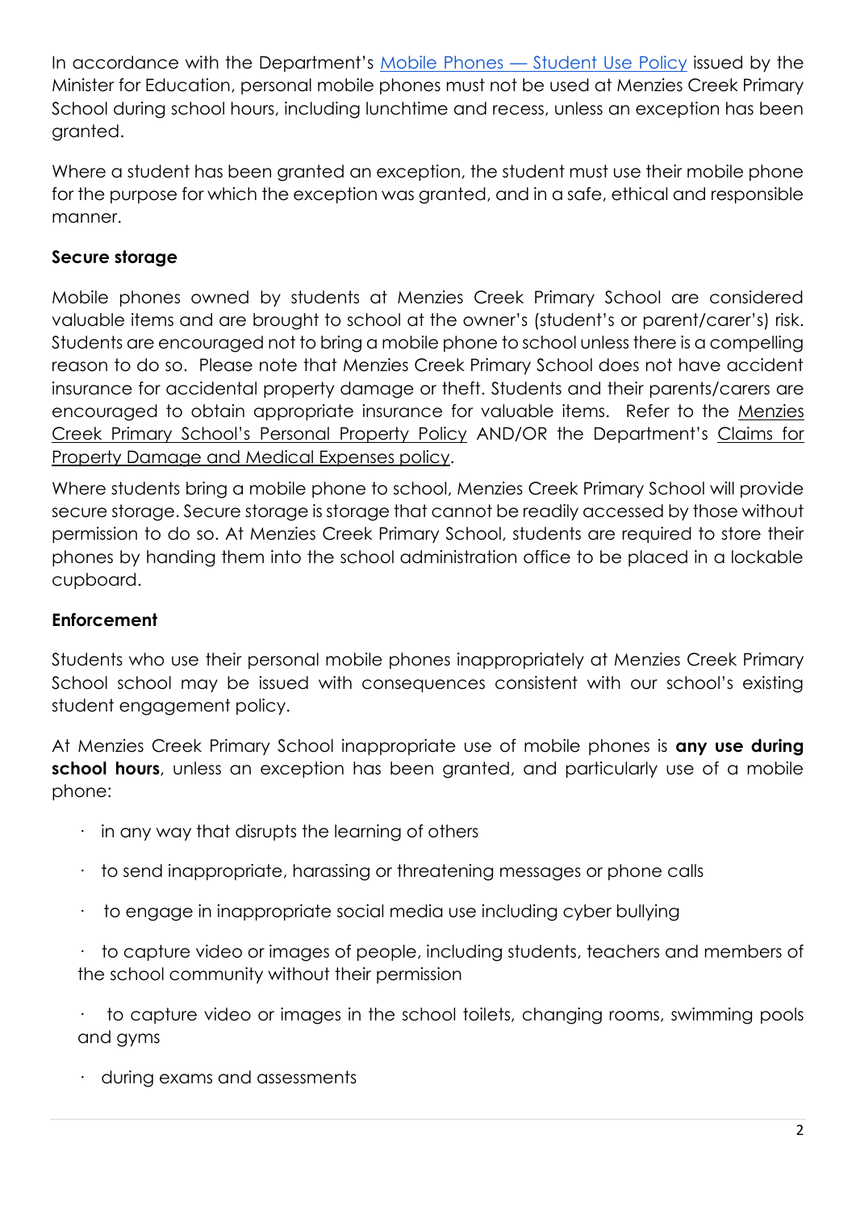In accordance with the Department's Mobile Phones — Student Use Policy issued by the Minister for Education, personal mobile phones must not be used at Menzies Creek Primary School during school hours, including lunchtime and recess, unless an exception has been granted.

Where a student has been granted an exception, the student must use their mobile phone for the purpose for which the exception was granted, and in a safe, ethical and responsible manner.

**Secure storage**

Mobile phones owned by students at Menzies Creek Primary School are considered valuable items and are brought to school at the owner's (student's or parent/carer's) risk. Students are encouraged not to bring a mobile phone to school unless there is a compelling reason to do so. Please note that Menzies Creek Primary School does not have accident insurance for accidental property damage or theft. Students and their parents/carers are encouraged to obtain appropriate insurance for valuable items. Refer to the Menzies Creek Primary School's Personal Property Policy AND/OR the Department's Claims for Property Damage and Medical Expenses policy.

Where students bring a mobile phone to school, Menzies Creek Primary School will provide secure storage. Secure storage is storage that cannot be readily accessed by those without permission to do so. At Menzies Creek Primary School, students are required to store their phones by handing them into the school administration office to be placed in a lockable cupboard.

**Enforcement**

Students who use their personal mobile phones inappropriately at Menzies Creek Primary School school may be issued with consequences consistent with our school's existing student engagement policy.

At Menzies Creek Primary School inappropriate use of mobile phones is **any use during school hours**, unless an exception has been granted, and particularly use of a mobile phone:

- in any way that disrupts the learning of others
- to send inappropriate, harassing or threatening messages or phone calls
- to engage in inappropriate social media use including cyber bullying
- to capture video or images of people, including students, teachers and members of the school community without their permission
- to capture video or images in the school toilets, changing rooms, swimming pools and gyms
- during exams and assessments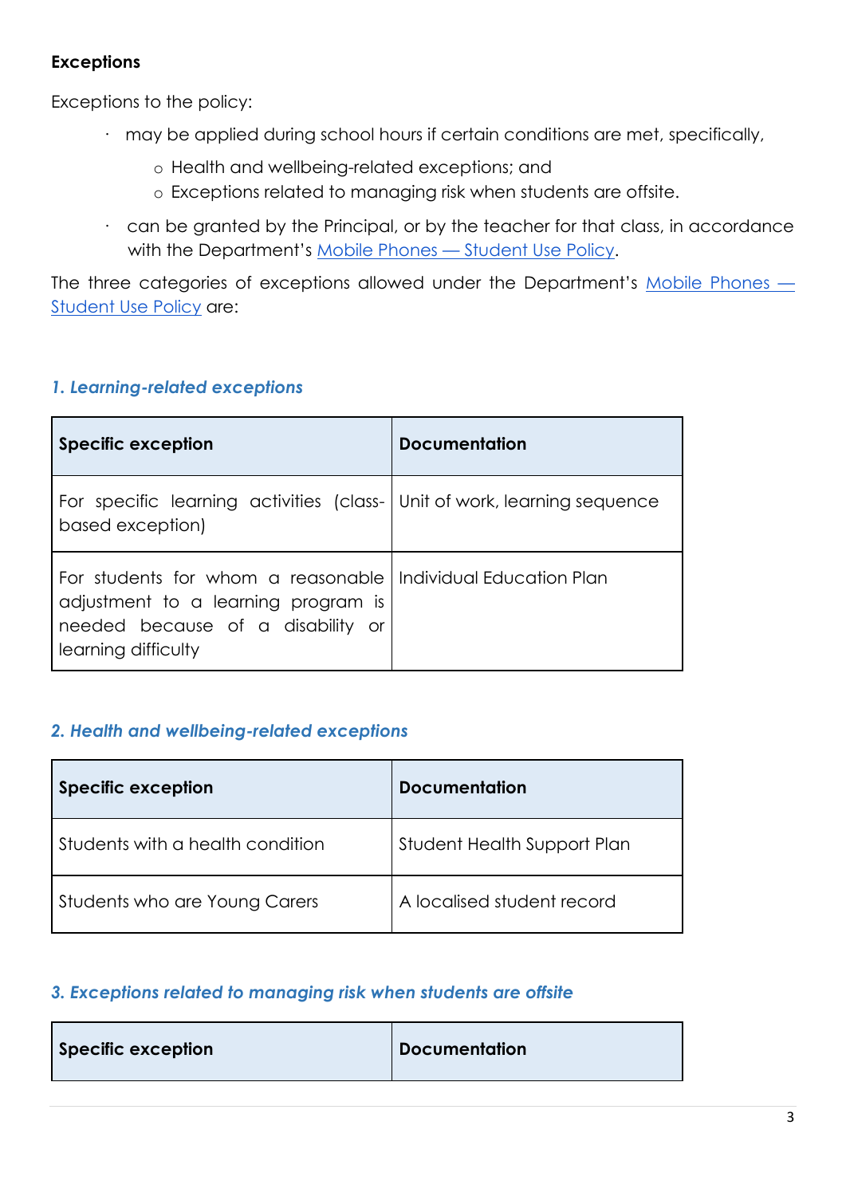**Exceptions**

Exceptions to the policy:

- may be applied during school hours if certain conditions are met, specifically,
  - Health and wellbeing-related exceptions; and
  - Exceptions related to managing risk when students are offsite.
- can be granted by the Principal, or by the teacher for that class, in accordance with the Department's [Mobile Phones — Student Use Policy](#).

The three categories of exceptions allowed under the Department's [Mobile Phones — Student Use Policy](#) are:

### *1. Learning-related exceptions*

| Specific exception | Documentation |
| --- | --- |
| For specific learning activities (class-based exception) | Unit of work, learning sequence |
| For students for whom a reasonable adjustment to a learning program is needed because of a disability or learning difficulty | Individual Education Plan |

### *2. Health and wellbeing-related exceptions*

| Specific exception | Documentation |
| --- | --- |
| Students with a health condition | Student Health Support Plan |
| Students who are Young Carers | A localised student record |

### *3. Exceptions related to managing risk when students are offsite*

| Specific exception | Documentation |
| --- | --- |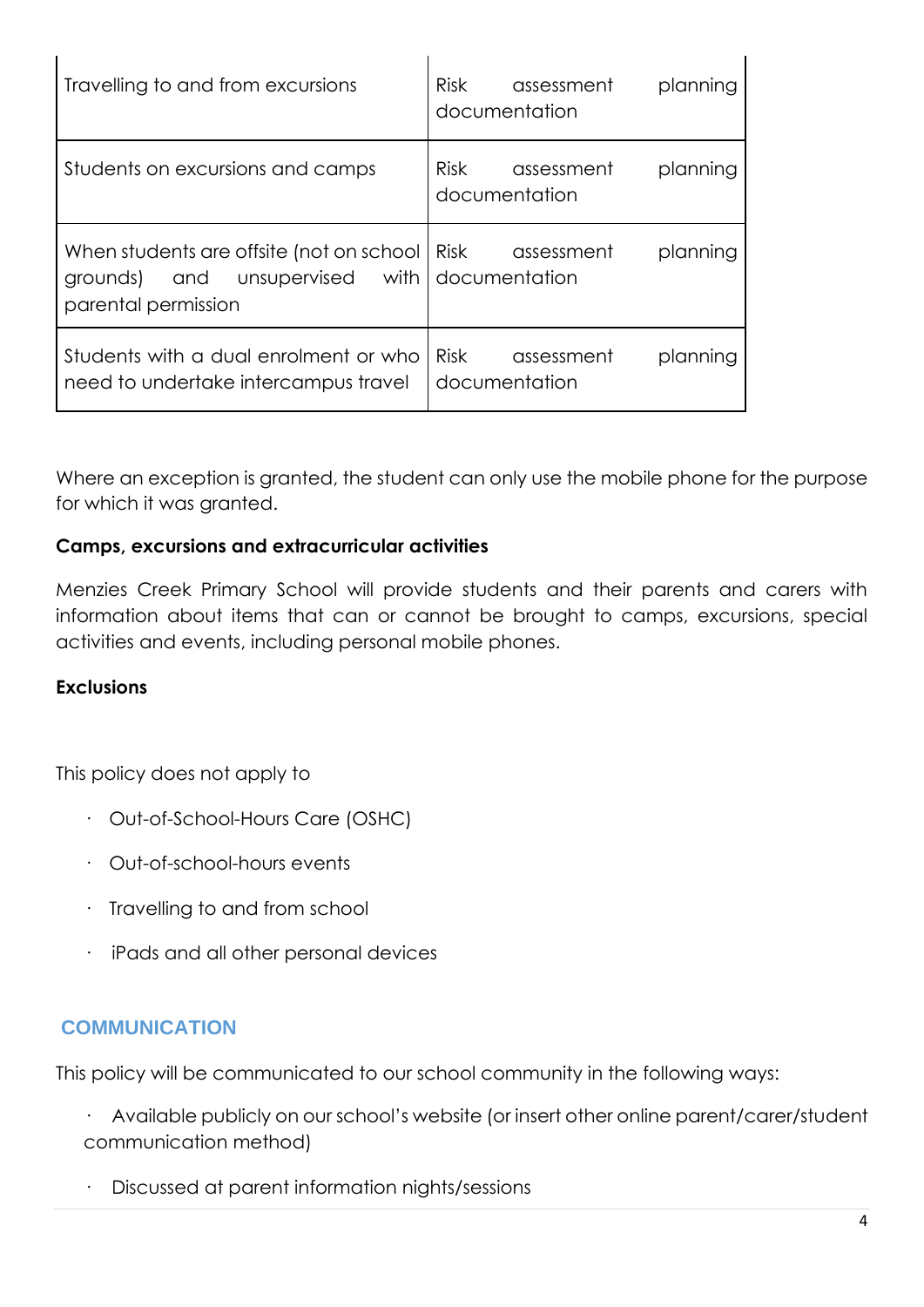| | |
|---|---|
| Travelling to and from excursions | Risk assessment planning documentation |
| Students on excursions and camps | Risk assessment planning documentation |
| When students are offsite (not on school grounds) and unsupervised with parental permission | Risk assessment planning documentation |
| Students with a dual enrolment or who need to undertake intercampus travel | Risk assessment planning documentation |

Where an exception is granted, the student can only use the mobile phone for the purpose for which it was granted.

**Camps, excursions and extracurricular activities**

Menzies Creek Primary School will provide students and their parents and carers with information about items that can or cannot be brought to camps, excursions, special activities and events, including personal mobile phones.

**Exclusions**

This policy does not apply to

- Out-of-School-Hours Care (OSHC)
- Out-of-school-hours events
- Travelling to and from school
- iPads and all other personal devices

## COMMUNICATION

This policy will be communicated to our school community in the following ways:

- Available publicly on our school's website (or insert other online parent/carer/student communication method)
- Discussed at parent information nights/sessions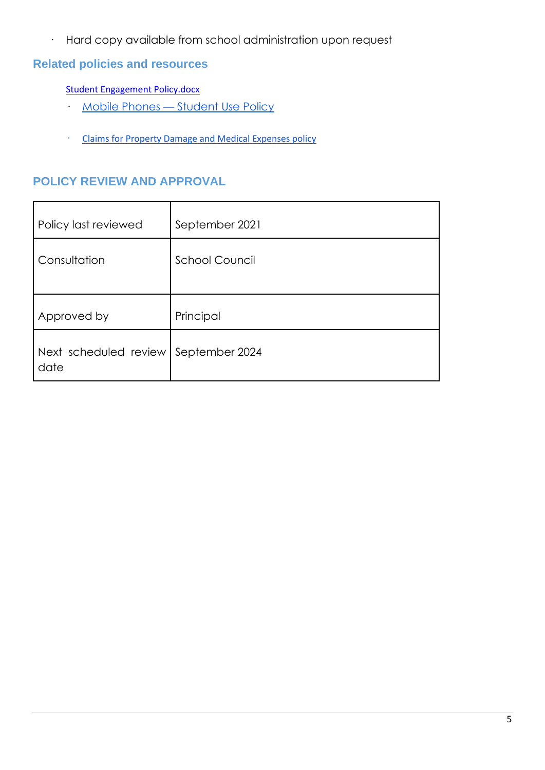- Hard copy available from school administration upon request

## Related policies and resources

Student Engagement Policy.docx

- Mobile Phones — Student Use Policy
- Claims for Property Damage and Medical Expenses policy

## POLICY REVIEW AND APPROVAL

| | |
|---|---|
| Policy last reviewed | September 2021 |
| Consultation | School Council |
| Approved by | Principal |
| Next scheduled review date | September 2024 |